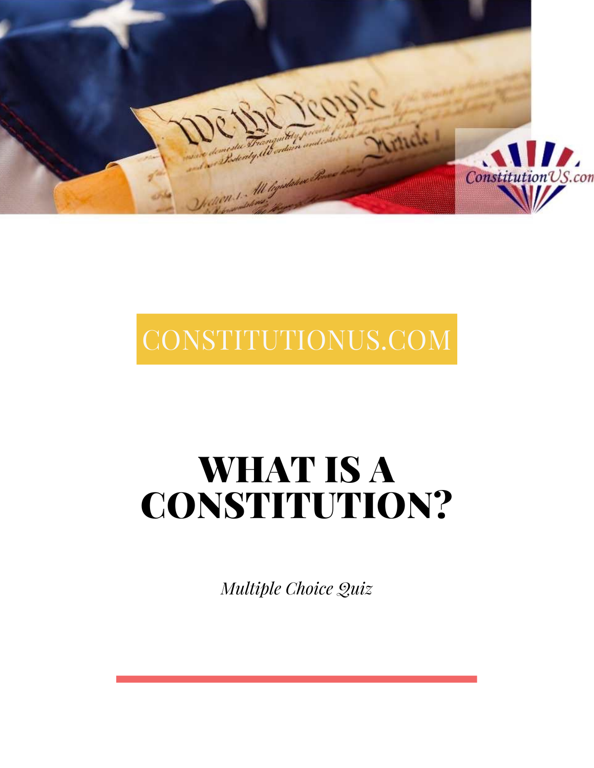CONSTITUTIONUS.COM

# WHAT IS A CONSTITUTION?

*Multiple Choice Quiz*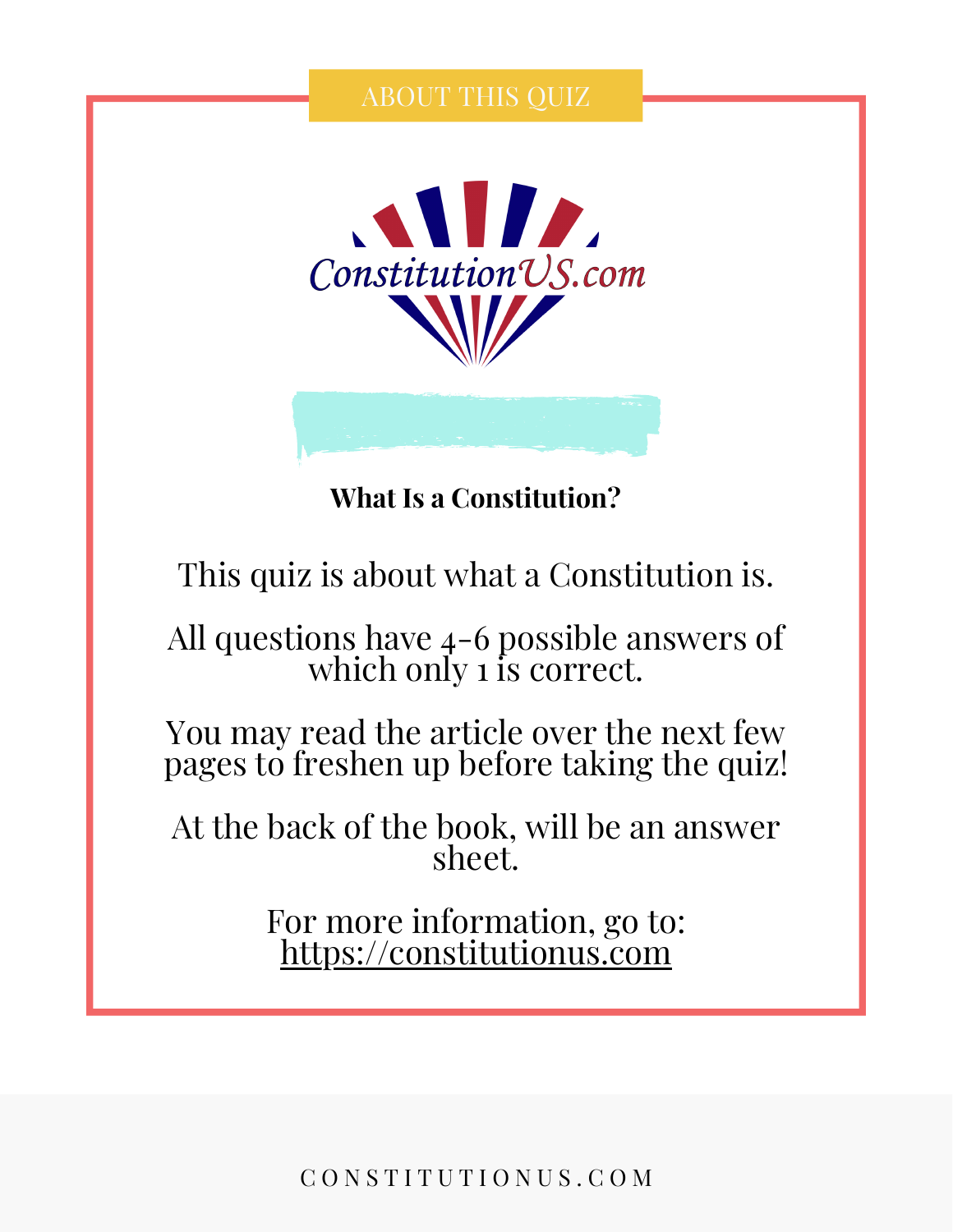ABOUT THIS QUIZ

ConstitutionUS.com

**What Is a Constitution?**

This quiz is about what a Constitution is.

All questions have 4-6 possible answers of which only 1 is correct.

You may read the article over the next few pages to freshen up before taking the quiz!

At the back of the book, will be an answer sheet.

For more information, go to: https://constitutionus.com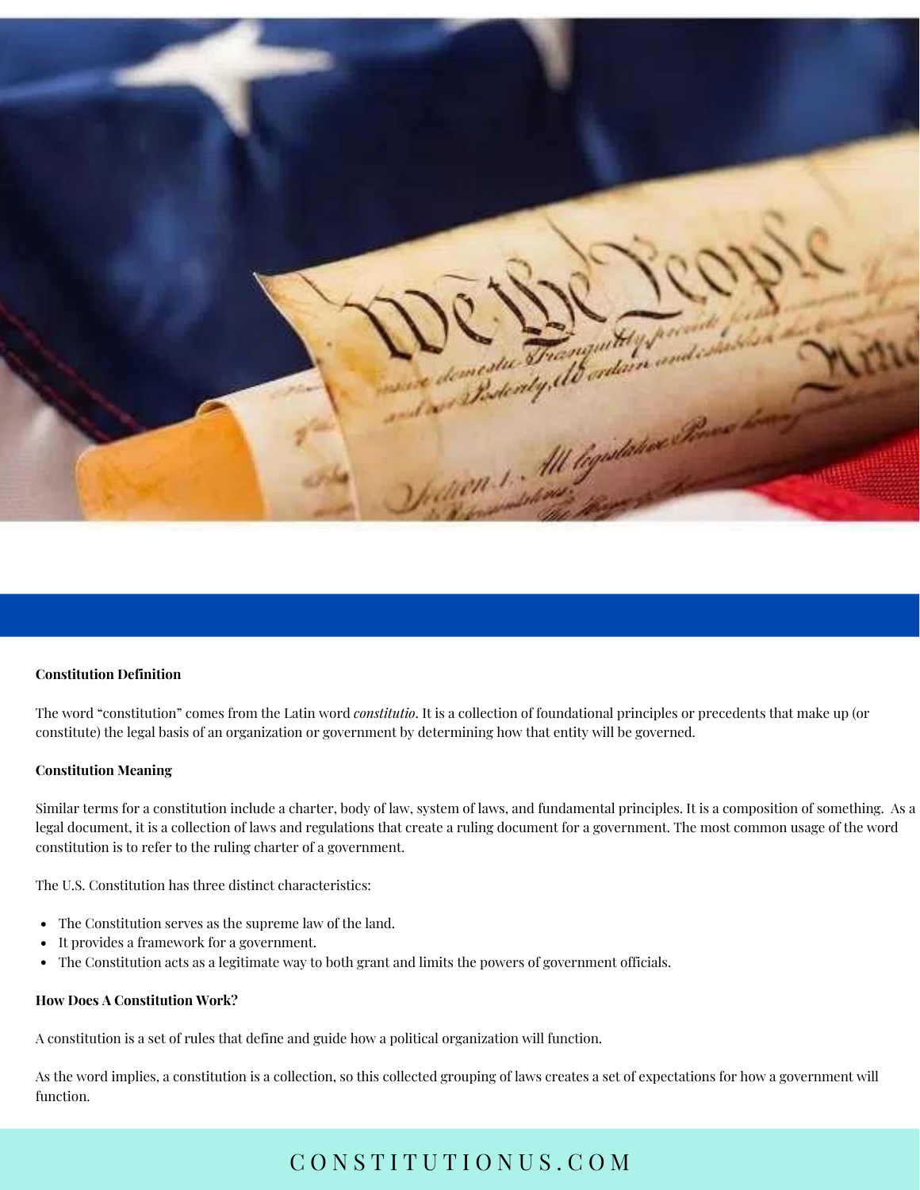**Constitution Definition**

The word "constitution" comes from the Latin word *constitutio*. It is a collection of foundational principles or precedents that make up (or constitute) the legal basis of an organization or government by determining how that entity will be governed.

**Constitution Meaning**

Similar terms for a constitution include a charter, body of law, system of laws, and fundamental principles. It is a composition of something. As a legal document, it is a collection of laws and regulations that create a ruling document for a government. The most common usage of the word constitution is to refer to the ruling charter of a government.

The U.S. Constitution has three distinct characteristics:

- The Constitution serves as the supreme law of the land.
- It provides a framework for a government.
- The Constitution acts as a legitimate way to both grant and limits the powers of government officials.

**How Does A Constitution Work?**

A constitution is a set of rules that define and guide how a political organization will function.

As the word implies, a constitution is a collection, so this collected grouping of laws creates a set of expectations for how a government will function.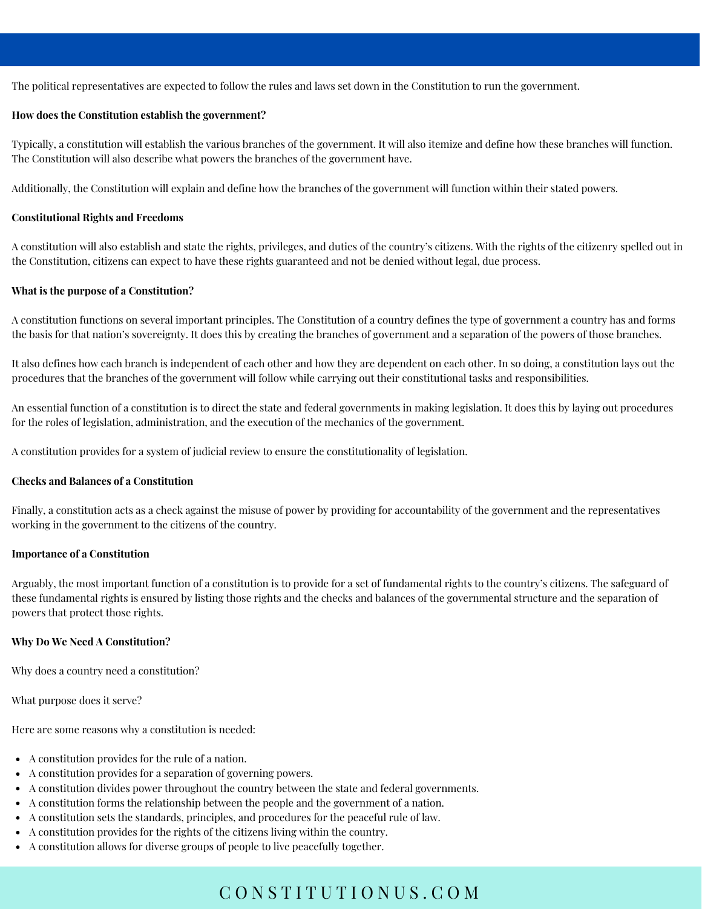The political representatives are expected to follow the rules and laws set down in the Constitution to run the government.

**How does the Constitution establish the government?**

Typically, a constitution will establish the various branches of the government. It will also itemize and define how these branches will function. The Constitution will also describe what powers the branches of the government have.

Additionally, the Constitution will explain and define how the branches of the government will function within their stated powers.

**Constitutional Rights and Freedoms**

A constitution will also establish and state the rights, privileges, and duties of the country's citizens. With the rights of the citizenry spelled out in the Constitution, citizens can expect to have these rights guaranteed and not be denied without legal, due process.

**What is the purpose of a Constitution?**

A constitution functions on several important principles. The Constitution of a country defines the type of government a country has and forms the basis for that nation's sovereignty. It does this by creating the branches of government and a separation of the powers of those branches.

It also defines how each branch is independent of each other and how they are dependent on each other. In so doing, a constitution lays out the procedures that the branches of the government will follow while carrying out their constitutional tasks and responsibilities.

An essential function of a constitution is to direct the state and federal governments in making legislation. It does this by laying out procedures for the roles of legislation, administration, and the execution of the mechanics of the government.

A constitution provides for a system of judicial review to ensure the constitutionality of legislation.

**Checks and Balances of a Constitution**

Finally, a constitution acts as a check against the misuse of power by providing for accountability of the government and the representatives working in the government to the citizens of the country.

**Importance of a Constitution**

Arguably, the most important function of a constitution is to provide for a set of fundamental rights to the country's citizens. The safeguard of these fundamental rights is ensured by listing those rights and the checks and balances of the governmental structure and the separation of powers that protect those rights.

**Why Do We Need A Constitution?**

Why does a country need a constitution?

What purpose does it serve?

Here are some reasons why a constitution is needed:

- A constitution provides for the rule of a nation.
- A constitution provides for a separation of governing powers.
- A constitution divides power throughout the country between the state and federal governments.
- A constitution forms the relationship between the people and the government of a nation.
- A constitution sets the standards, principles, and procedures for the peaceful rule of law.
- A constitution provides for the rights of the citizens living within the country.
- A constitution allows for diverse groups of people to live peacefully together.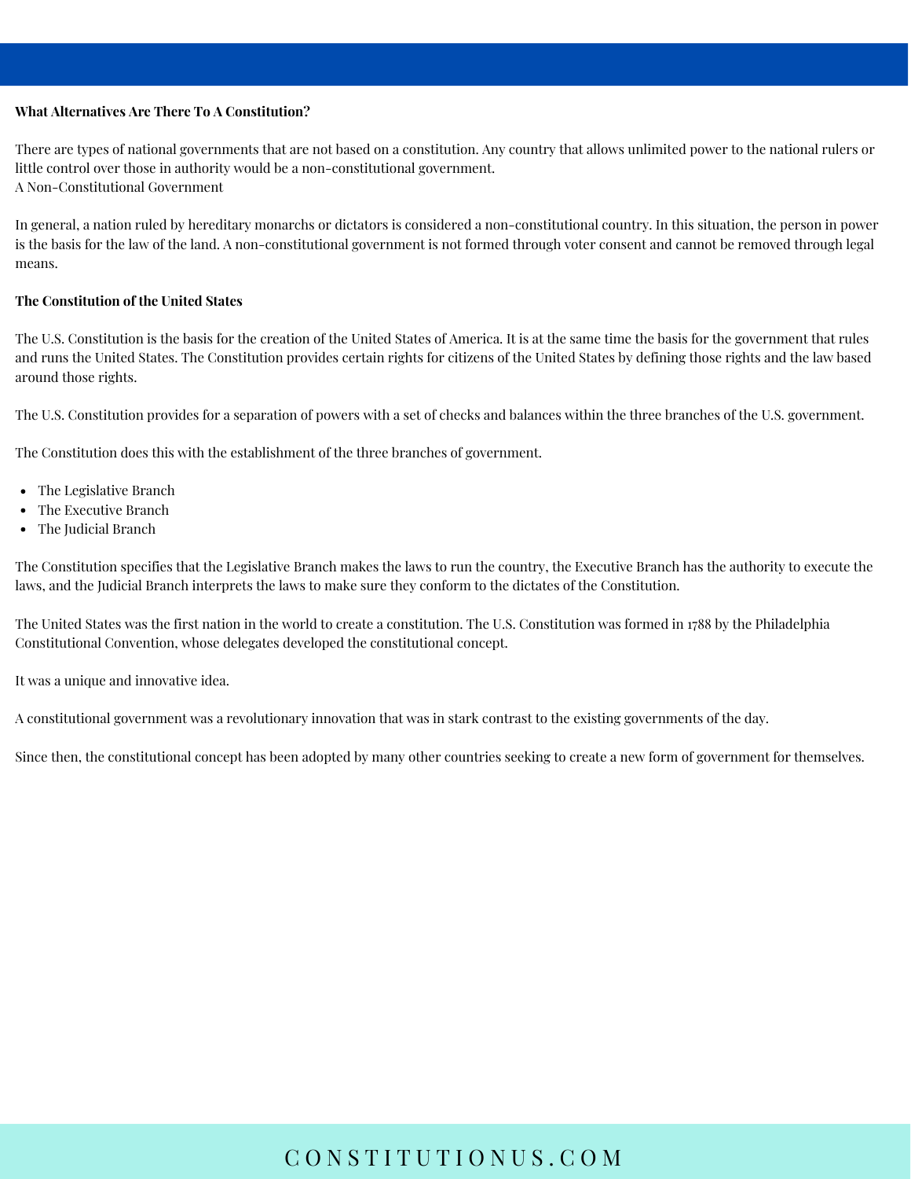**What Alternatives Are There To A Constitution?**

There are types of national governments that are not based on a constitution. Any country that allows unlimited power to the national rulers or little control over those in authority would be a non-constitutional government.
A Non-Constitutional Government

In general, a nation ruled by hereditary monarchs or dictators is considered a non-constitutional country. In this situation, the person in power is the basis for the law of the land. A non-constitutional government is not formed through voter consent and cannot be removed through legal means.

**The Constitution of the United States**

The U.S. Constitution is the basis for the creation of the United States of America. It is at the same time the basis for the government that rules and runs the United States. The Constitution provides certain rights for citizens of the United States by defining those rights and the law based around those rights.

The U.S. Constitution provides for a separation of powers with a set of checks and balances within the three branches of the U.S. government.

The Constitution does this with the establishment of the three branches of government.

- The Legislative Branch
- The Executive Branch
- The Judicial Branch

The Constitution specifies that the Legislative Branch makes the laws to run the country, the Executive Branch has the authority to execute the laws, and the Judicial Branch interprets the laws to make sure they conform to the dictates of the Constitution.

The United States was the first nation in the world to create a constitution. The U.S. Constitution was formed in 1788 by the Philadelphia Constitutional Convention, whose delegates developed the constitutional concept.

It was a unique and innovative idea.

A constitutional government was a revolutionary innovation that was in stark contrast to the existing governments of the day.

Since then, the constitutional concept has been adopted by many other countries seeking to create a new form of government for themselves.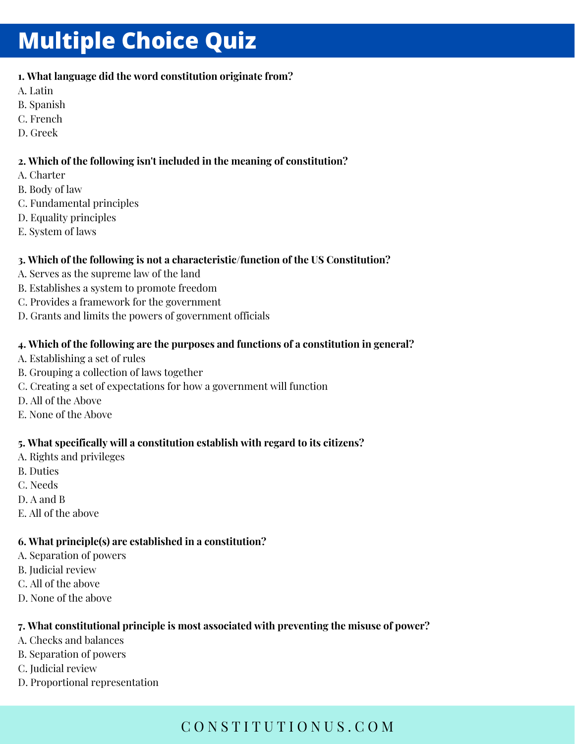# Multiple Choice Quiz

**1. What language did the word constitution originate from?**

A. Latin
B. Spanish
C. French
D. Greek

**2. Which of the following isn't included in the meaning of constitution?**

A. Charter
B. Body of law
C. Fundamental principles
D. Equality principles
E. System of laws

**3. Which of the following is not a characteristic/function of the US Constitution?**

A. Serves as the supreme law of the land
B. Establishes a system to promote freedom
C. Provides a framework for the government
D. Grants and limits the powers of government officials

**4. Which of the following are the purposes and functions of a constitution in general?**

A. Establishing a set of rules
B. Grouping a collection of laws together
C. Creating a set of expectations for how a government will function
D. All of the Above
E. None of the Above

**5. What specifically will a constitution establish with regard to its citizens?**

A. Rights and privileges
B. Duties
C. Needs
D. A and B
E. All of the above

**6. What principle(s) are established in a constitution?**

A. Separation of powers
B. Judicial review
C. All of the above
D. None of the above

**7. What constitutional principle is most associated with preventing the misuse of power?**

A. Checks and balances
B. Separation of powers
C. Judicial review
D. Proportional representation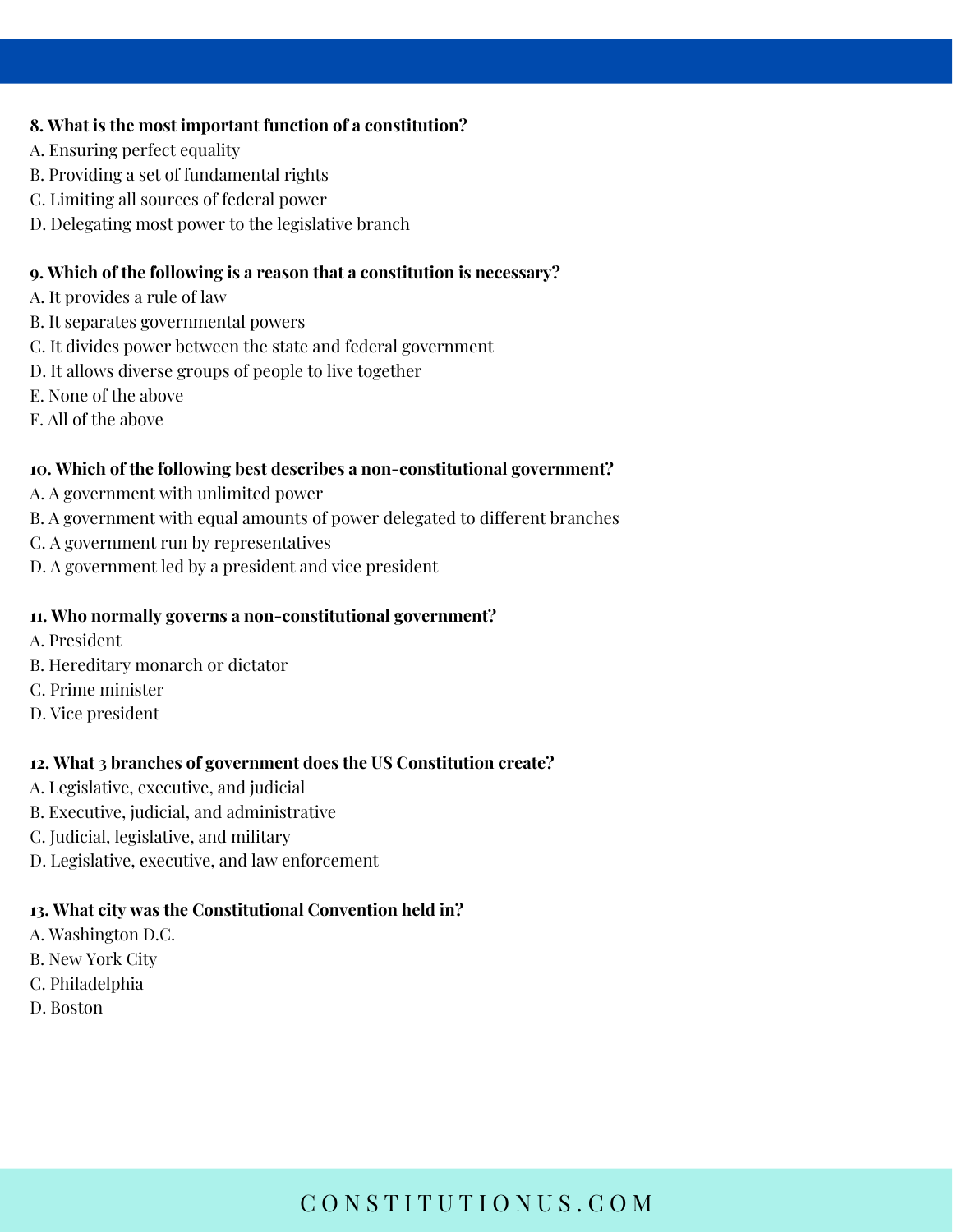**8. What is the most important function of a constitution?**

A. Ensuring perfect equality
B. Providing a set of fundamental rights
C. Limiting all sources of federal power
D. Delegating most power to the legislative branch

**9. Which of the following is a reason that a constitution is necessary?**

A. It provides a rule of law
B. It separates governmental powers
C. It divides power between the state and federal government
D. It allows diverse groups of people to live together
E. None of the above
F. All of the above

**10. Which of the following best describes a non-constitutional government?**

A. A government with unlimited power
B. A government with equal amounts of power delegated to different branches
C. A government run by representatives
D. A government led by a president and vice president

**11. Who normally governs a non-constitutional government?**

A. President
B. Hereditary monarch or dictator
C. Prime minister
D. Vice president

**12. What 3 branches of government does the US Constitution create?**

A. Legislative, executive, and judicial
B. Executive, judicial, and administrative
C. Judicial, legislative, and military
D. Legislative, executive, and law enforcement

**13. What city was the Constitutional Convention held in?**

A. Washington D.C.
B. New York City
C. Philadelphia
D. Boston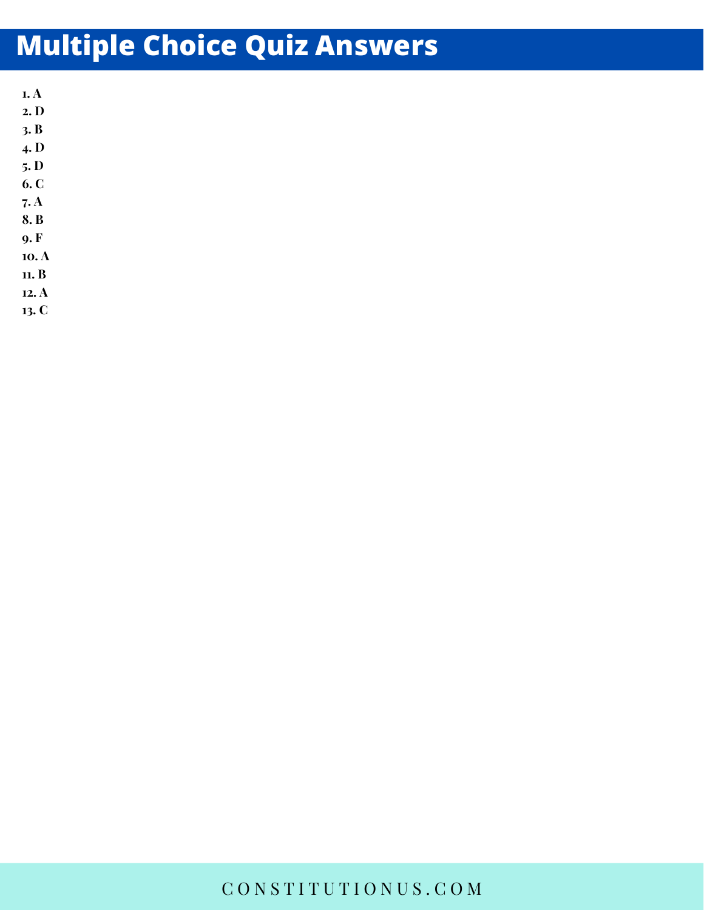# Multiple Choice Quiz Answers

1. A
2. D
3. B
4. D
5. D
6. C
7. A
8. B
9. F
10. A
11. B
12. A
13. C